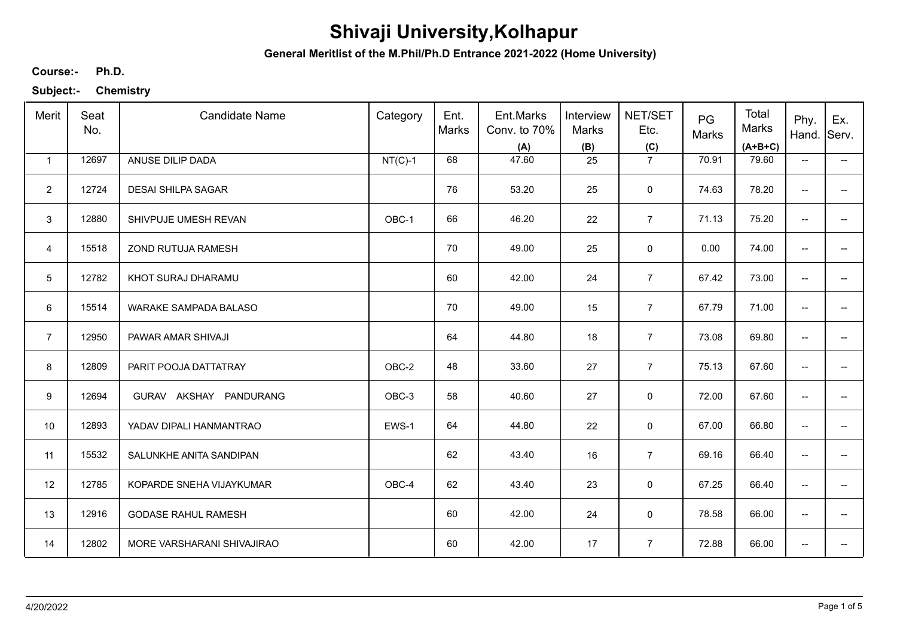# Shivaji University,Kolhapur

**General Meritlist of the M.Phil/Ph.D Entrance 2021-2022 (Home University)**

**Course:-** **Ph.D.**

**Subject:-** **Chemistry**

| Merit | Seat No. | Candidate Name | Category | Ent. Marks | Ent.Marks Conv. to 70% (A) | Interview Marks (B) | NET/SET Etc. (C) | PG Marks | Total Marks (A+B+C) | Phy. Hand. | Ex. Serv. |
|---|---|---|---|---|---|---|---|---|---|---|---|
| 1 | 12697 | ANUSE DILIP DADA | NT(C)-1 | 68 | 47.60 | 25 | 7 | 70.91 | 79.60 | -- | -- |
| 2 | 12724 | DESAI SHILPA SAGAR | | 76 | 53.20 | 25 | 0 | 74.63 | 78.20 | -- | -- |
| 3 | 12880 | SHIVPUJE UMESH REVAN | OBC-1 | 66 | 46.20 | 22 | 7 | 71.13 | 75.20 | -- | -- |
| 4 | 15518 | ZOND RUTUJA RAMESH | | 70 | 49.00 | 25 | 0 | 0.00 | 74.00 | -- | -- |
| 5 | 12782 | KHOT SURAJ DHARAMU | | 60 | 42.00 | 24 | 7 | 67.42 | 73.00 | -- | -- |
| 6 | 15514 | WARAKE SAMPADA BALASO | | 70 | 49.00 | 15 | 7 | 67.79 | 71.00 | -- | -- |
| 7 | 12950 | PAWAR AMAR SHIVAJI | | 64 | 44.80 | 18 | 7 | 73.08 | 69.80 | -- | -- |
| 8 | 12809 | PARIT POOJA DATTATRAY | OBC-2 | 48 | 33.60 | 27 | 7 | 75.13 | 67.60 | -- | -- |
| 9 | 12694 | GURAV AKSHAY PANDURANG | OBC-3 | 58 | 40.60 | 27 | 0 | 72.00 | 67.60 | -- | -- |
| 10 | 12893 | YADAV DIPALI HANMANTRAO | EWS-1 | 64 | 44.80 | 22 | 0 | 67.00 | 66.80 | -- | -- |
| 11 | 15532 | SALUNKHE ANITA SANDIPAN | | 62 | 43.40 | 16 | 7 | 69.16 | 66.40 | -- | -- |
| 12 | 12785 | KOPARDE SNEHA VIJAYKUMAR | OBC-4 | 62 | 43.40 | 23 | 0 | 67.25 | 66.40 | -- | -- |
| 13 | 12916 | GODASE RAHUL RAMESH | | 60 | 42.00 | 24 | 0 | 78.58 | 66.00 | -- | -- |
| 14 | 12802 | MORE VARSHARANI SHIVAJIRAO | | 60 | 42.00 | 17 | 7 | 72.88 | 66.00 | -- | -- |

4/20/2022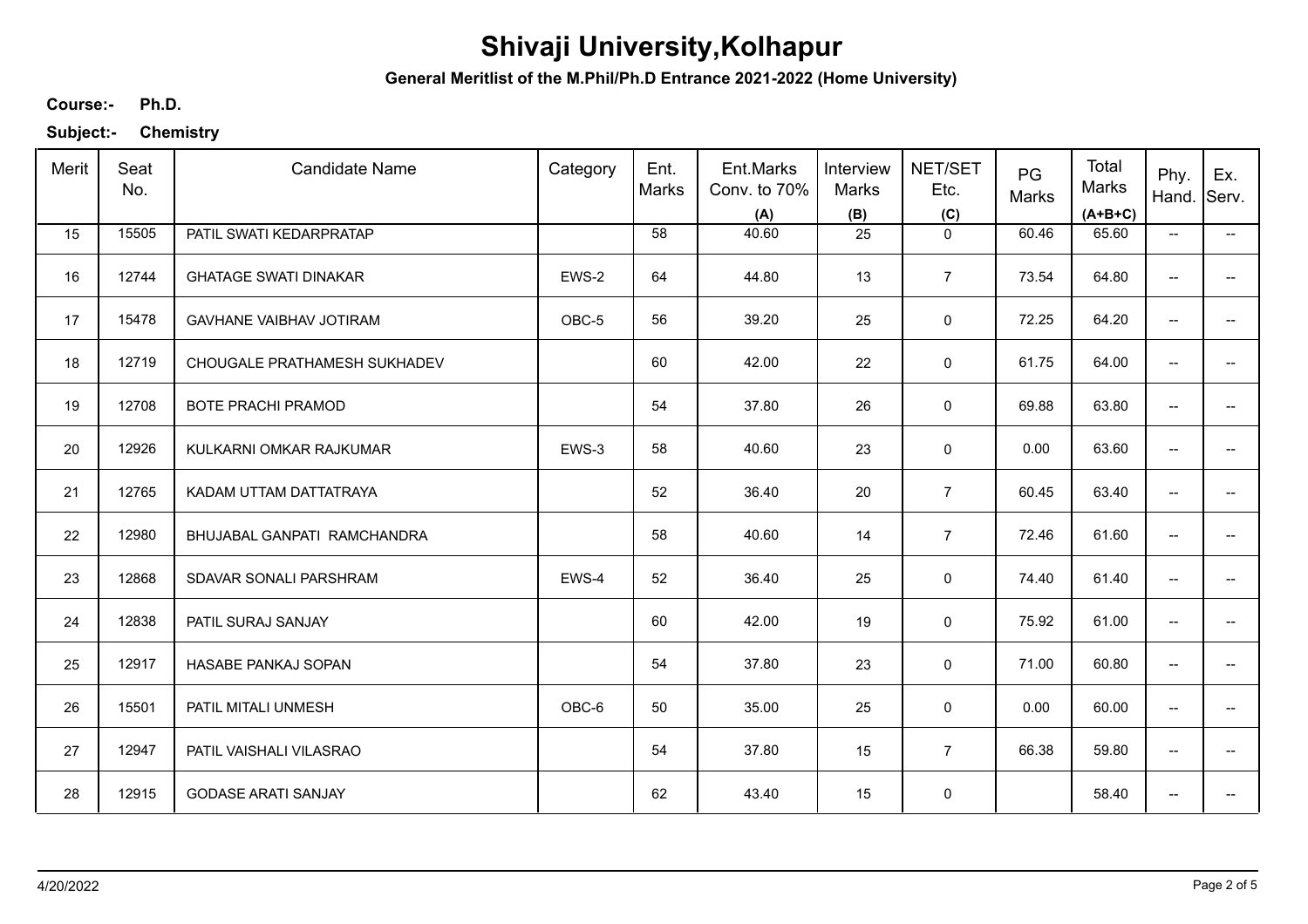# Shivaji University,Kolhapur

**General Meritlist of the M.Phil/Ph.D Entrance 2021-2022 (Home University)**

**Course:-** **Ph.D.**

**Subject:-** **Chemistry**

| Merit | Seat No. | Candidate Name | Category | Ent. Marks | Ent.Marks Conv. to 70% (A) | Interview Marks (B) | NET/SET Etc. (C) | PG Marks | Total Marks (A+B+C) | Phy. Hand. | Ex. Serv. |
|---|---|---|---|---|---|---|---|---|---|---|---|
| 15 | 15505 | PATIL SWATI KEDARPRATAP | | 58 | 40.60 | 25 | 0 | 60.46 | 65.60 | -- | -- |
| 16 | 12744 | GHATAGE SWATI DINAKAR | EWS-2 | 64 | 44.80 | 13 | 7 | 73.54 | 64.80 | -- | -- |
| 17 | 15478 | GAVHANE VAIBHAV JOTIRAM | OBC-5 | 56 | 39.20 | 25 | 0 | 72.25 | 64.20 | -- | -- |
| 18 | 12719 | CHOUGALE PRATHAMESH SUKHADEV | | 60 | 42.00 | 22 | 0 | 61.75 | 64.00 | -- | -- |
| 19 | 12708 | BOTE PRACHI PRAMOD | | 54 | 37.80 | 26 | 0 | 69.88 | 63.80 | -- | -- |
| 20 | 12926 | KULKARNI OMKAR RAJKUMAR | EWS-3 | 58 | 40.60 | 23 | 0 | 0.00 | 63.60 | -- | -- |
| 21 | 12765 | KADAM UTTAM DATTATRAYA | | 52 | 36.40 | 20 | 7 | 60.45 | 63.40 | -- | -- |
| 22 | 12980 | BHUJABAL GANPATI RAMCHANDRA | | 58 | 40.60 | 14 | 7 | 72.46 | 61.60 | -- | -- |
| 23 | 12868 | SDAVAR SONALI PARSHRAM | EWS-4 | 52 | 36.40 | 25 | 0 | 74.40 | 61.40 | -- | -- |
| 24 | 12838 | PATIL SURAJ SANJAY | | 60 | 42.00 | 19 | 0 | 75.92 | 61.00 | -- | -- |
| 25 | 12917 | HASABE PANKAJ SOPAN | | 54 | 37.80 | 23 | 0 | 71.00 | 60.80 | -- | -- |
| 26 | 15501 | PATIL MITALI UNMESH | OBC-6 | 50 | 35.00 | 25 | 0 | 0.00 | 60.00 | -- | -- |
| 27 | 12947 | PATIL VAISHALI VILASRAO | | 54 | 37.80 | 15 | 7 | 66.38 | 59.80 | -- | -- |
| 28 | 12915 | GODASE ARATI SANJAY | | 62 | 43.40 | 15 | 0 | | 58.40 | -- | -- |

4/20/2022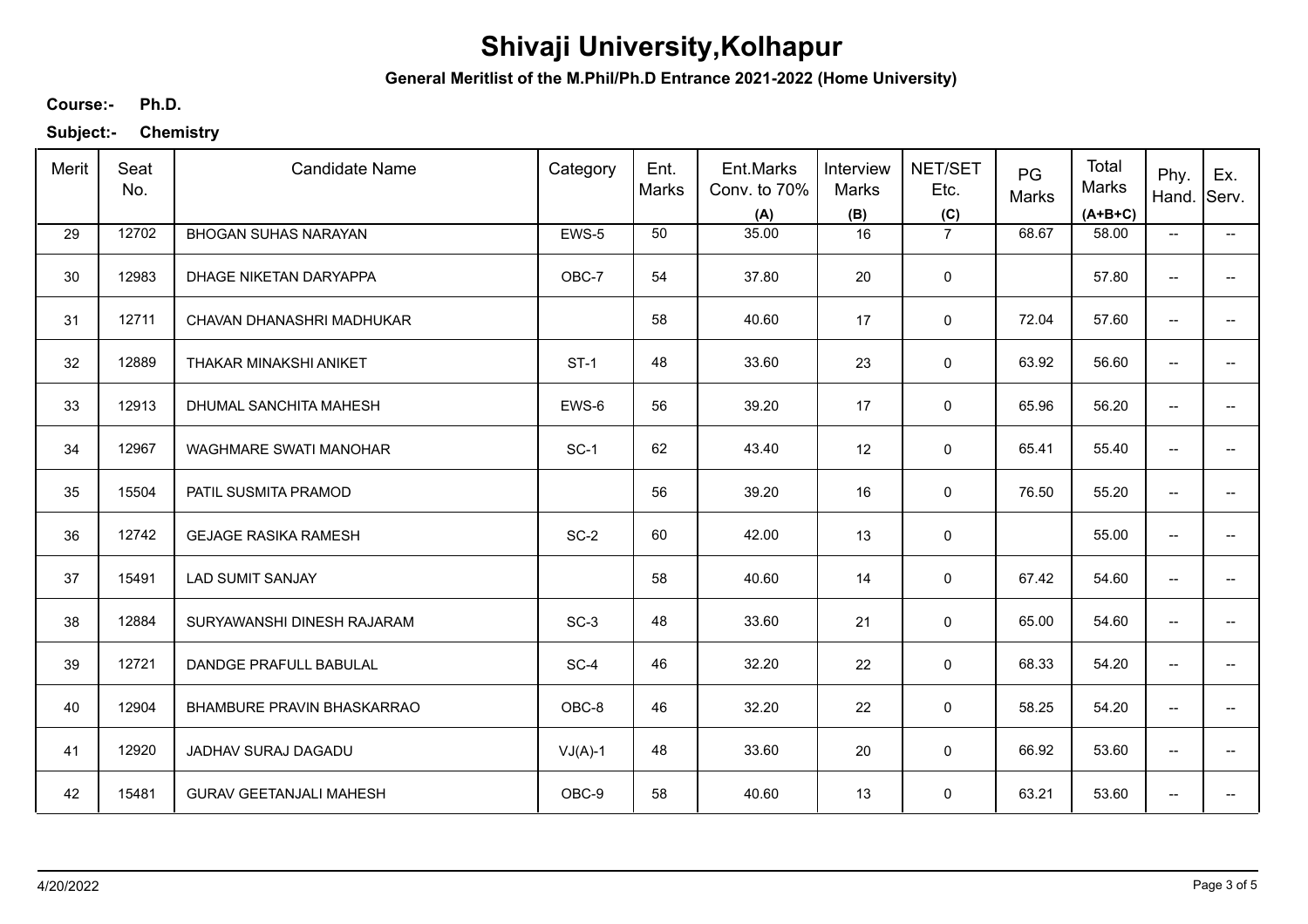# Shivaji University,Kolhapur

**General Meritlist of the M.Phil/Ph.D Entrance 2021-2022 (Home University)**

**Course:-** **Ph.D.**

**Subject:-** **Chemistry**

| Merit | Seat No. | Candidate Name | Category | Ent. Marks | Ent.Marks Conv. to 70% (A) | Interview Marks (B) | NET/SET Etc. (C) | PG Marks | Total Marks (A+B+C) | Phy. Hand. | Ex. Serv. |
|---|---|---|---|---|---|---|---|---|---|---|---|
| 29 | 12702 | BHOGAN SUHAS NARAYAN | EWS-5 | 50 | 35.00 | 16 | 7 | 68.67 | 58.00 | -- | -- |
| 30 | 12983 | DHAGE NIKETAN DARYAPPA | OBC-7 | 54 | 37.80 | 20 | 0 | | 57.80 | -- | -- |
| 31 | 12711 | CHAVAN DHANASHRI MADHUKAR | | 58 | 40.60 | 17 | 0 | 72.04 | 57.60 | -- | -- |
| 32 | 12889 | THAKAR MINAKSHI ANIKET | ST-1 | 48 | 33.60 | 23 | 0 | 63.92 | 56.60 | -- | -- |
| 33 | 12913 | DHUMAL SANCHITA MAHESH | EWS-6 | 56 | 39.20 | 17 | 0 | 65.96 | 56.20 | -- | -- |
| 34 | 12967 | WAGHMARE SWATI MANOHAR | SC-1 | 62 | 43.40 | 12 | 0 | 65.41 | 55.40 | -- | -- |
| 35 | 15504 | PATIL SUSMITA PRAMOD | | 56 | 39.20 | 16 | 0 | 76.50 | 55.20 | -- | -- |
| 36 | 12742 | GEJAGE RASIKA RAMESH | SC-2 | 60 | 42.00 | 13 | 0 | | 55.00 | -- | -- |
| 37 | 15491 | LAD SUMIT SANJAY | | 58 | 40.60 | 14 | 0 | 67.42 | 54.60 | -- | -- |
| 38 | 12884 | SURYAWANSHI DINESH RAJARAM | SC-3 | 48 | 33.60 | 21 | 0 | 65.00 | 54.60 | -- | -- |
| 39 | 12721 | DANDGE PRAFULL BABULAL | SC-4 | 46 | 32.20 | 22 | 0 | 68.33 | 54.20 | -- | -- |
| 40 | 12904 | BHAMBURE PRAVIN BHASKARRAO | OBC-8 | 46 | 32.20 | 22 | 0 | 58.25 | 54.20 | -- | -- |
| 41 | 12920 | JADHAV SURAJ DAGADU | VJ(A)-1 | 48 | 33.60 | 20 | 0 | 66.92 | 53.60 | -- | -- |
| 42 | 15481 | GURAV GEETANJALI MAHESH | OBC-9 | 58 | 40.60 | 13 | 0 | 63.21 | 53.60 | -- | -- |

4/20/2022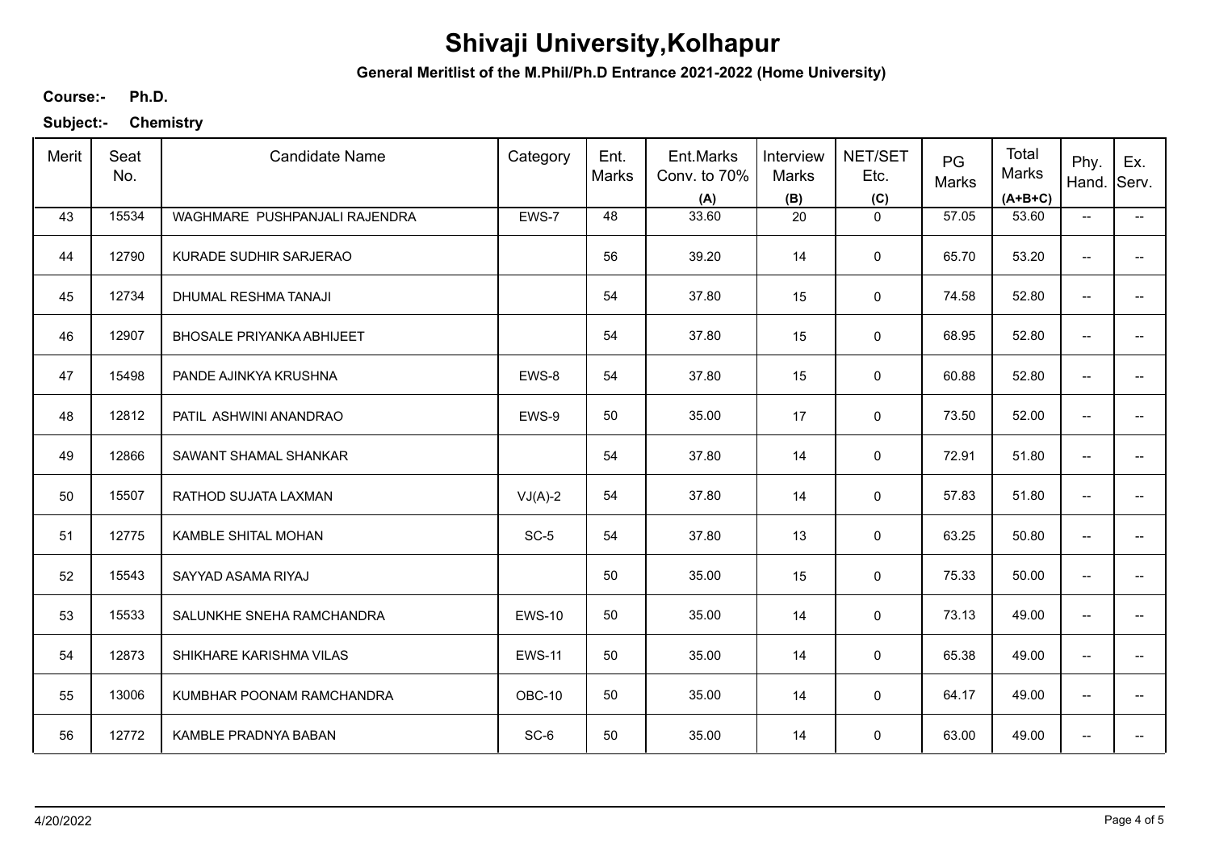# Shivaji University,Kolhapur

**General Meritlist of the M.Phil/Ph.D Entrance 2021-2022 (Home University)**

**Course:-** **Ph.D.**

**Subject:-** **Chemistry**

| Merit | Seat No. | Candidate Name | Category | Ent. Marks | Ent.Marks Conv. to 70% (A) | Interview Marks (B) | NET/SET Etc. (C) | PG Marks | Total Marks (A+B+C) | Phy. Hand. | Ex. Serv. |
|---|---|---|---|---|---|---|---|---|---|---|---|
| 43 | 15534 | WAGHMARE PUSHPANJALI RAJENDRA | EWS-7 | 48 | 33.60 | 20 | 0 | 57.05 | 53.60 | -- | -- |
| 44 | 12790 | KURADE SUDHIR SARJERAO | | 56 | 39.20 | 14 | 0 | 65.70 | 53.20 | -- | -- |
| 45 | 12734 | DHUMAL RESHMA TANAJI | | 54 | 37.80 | 15 | 0 | 74.58 | 52.80 | -- | -- |
| 46 | 12907 | BHOSALE PRIYANKA ABHIJEET | | 54 | 37.80 | 15 | 0 | 68.95 | 52.80 | -- | -- |
| 47 | 15498 | PANDE AJINKYA KRUSHNA | EWS-8 | 54 | 37.80 | 15 | 0 | 60.88 | 52.80 | -- | -- |
| 48 | 12812 | PATIL ASHWINI ANANDRAO | EWS-9 | 50 | 35.00 | 17 | 0 | 73.50 | 52.00 | -- | -- |
| 49 | 12866 | SAWANT SHAMAL SHANKAR | | 54 | 37.80 | 14 | 0 | 72.91 | 51.80 | -- | -- |
| 50 | 15507 | RATHOD SUJATA LAXMAN | VJ(A)-2 | 54 | 37.80 | 14 | 0 | 57.83 | 51.80 | -- | -- |
| 51 | 12775 | KAMBLE SHITAL MOHAN | SC-5 | 54 | 37.80 | 13 | 0 | 63.25 | 50.80 | -- | -- |
| 52 | 15543 | SAYYAD ASAMA RIYAJ | | 50 | 35.00 | 15 | 0 | 75.33 | 50.00 | -- | -- |
| 53 | 15533 | SALUNKHE SNEHA RAMCHANDRA | EWS-10 | 50 | 35.00 | 14 | 0 | 73.13 | 49.00 | -- | -- |
| 54 | 12873 | SHIKHARE KARISHMA VILAS | EWS-11 | 50 | 35.00 | 14 | 0 | 65.38 | 49.00 | -- | -- |
| 55 | 13006 | KUMBHAR POONAM RAMCHANDRA | OBC-10 | 50 | 35.00 | 14 | 0 | 64.17 | 49.00 | -- | -- |
| 56 | 12772 | KAMBLE PRADNYA BABAN | SC-6 | 50 | 35.00 | 14 | 0 | 63.00 | 49.00 | -- | -- |

4/20/2022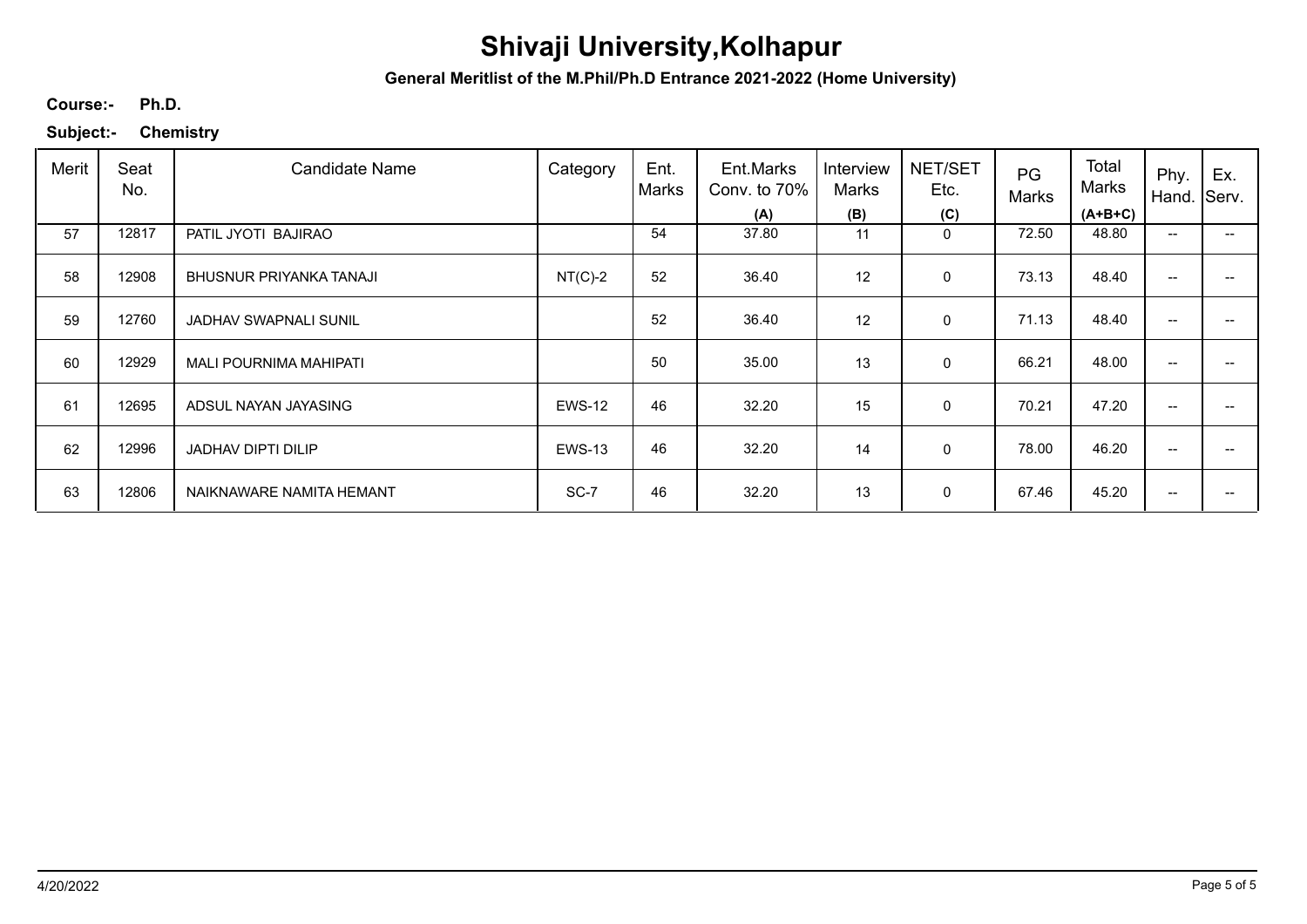# Shivaji University,Kolhapur

**General Meritlist of the M.Phil/Ph.D Entrance 2021-2022 (Home University)**

**Course:-** **Ph.D.**

**Subject:-** **Chemistry**

| Merit | Seat No. | Candidate Name | Category | Ent. Marks | Ent.Marks Conv. to 70% (A) | Interview Marks (B) | NET/SET Etc. (C) | PG Marks | Total Marks (A+B+C) | Phy. Hand. | Ex. Serv. |
|---|---|---|---|---|---|---|---|---|---|---|---|
| 57 | 12817 | PATIL JYOTI BAJIRAO | | 54 | 37.80 | 11 | 0 | 72.50 | 48.80 | -- | -- |
| 58 | 12908 | BHUSNUR PRIYANKA TANAJI | NT(C)-2 | 52 | 36.40 | 12 | 0 | 73.13 | 48.40 | -- | -- |
| 59 | 12760 | JADHAV SWAPNALI SUNIL | | 52 | 36.40 | 12 | 0 | 71.13 | 48.40 | -- | -- |
| 60 | 12929 | MALI POURNIMA MAHIPATI | | 50 | 35.00 | 13 | 0 | 66.21 | 48.00 | -- | -- |
| 61 | 12695 | ADSUL NAYAN JAYASING | EWS-12 | 46 | 32.20 | 15 | 0 | 70.21 | 47.20 | -- | -- |
| 62 | 12996 | JADHAV DIPTI DILIP | EWS-13 | 46 | 32.20 | 14 | 0 | 78.00 | 46.20 | -- | -- |
| 63 | 12806 | NAIKNAWARE NAMITA HEMANT | SC-7 | 46 | 32.20 | 13 | 0 | 67.46 | 45.20 | -- | -- |

4/20/2022